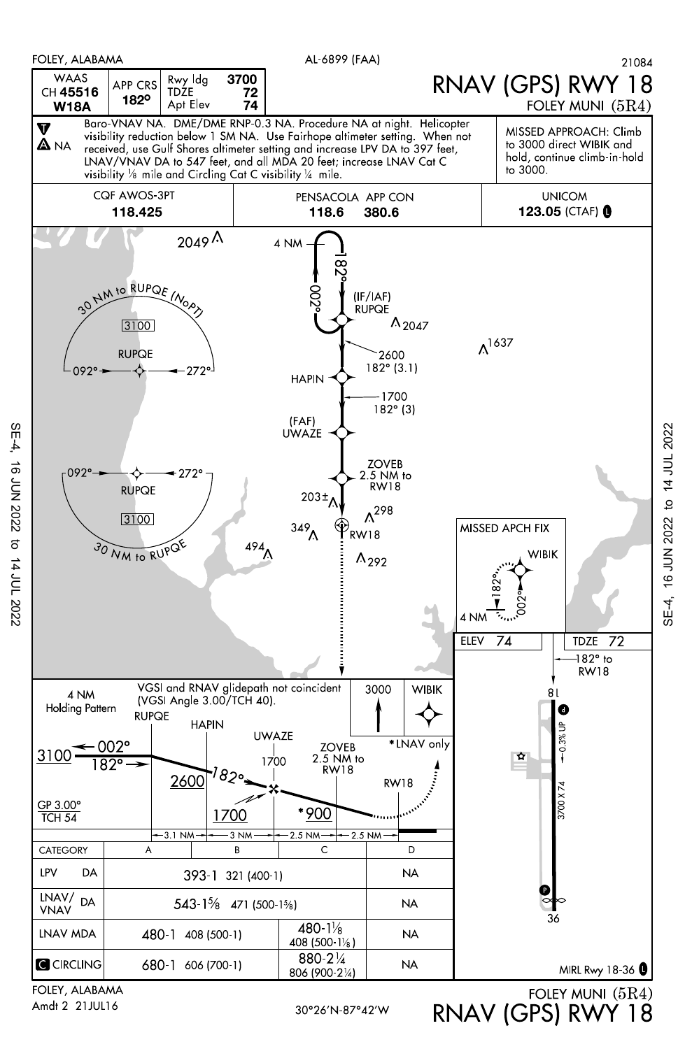FOLEY, ALABAMA — AL-6899 (FAA) — 21084

# RNAV (GPS) RWY 18

FOLEY MUNI (5R4)

| WAAS CH 45516 W18A | APP CRS 182° | Rwy ldg 3700 / TDZE 72 / Apt Elev 74 |
|---|---|---|

Baro-VNAV NA. DME/DME RNP-0.3 NA. Procedure NA at night. Helicopter visibility reduction below 1 SM NA. Use Fairhope altimeter setting. When not received, use Gulf Shores altimeter setting and increase LPV DA to 397 feet, LNAV/VNAV DA to 547 feet, and all MDA 20 feet; increase LNAV Cat C visibility ⅛ mile and Circling Cat C visibility ¼ mile.

T / A NA

MISSED APPROACH: Climb to 3000 direct WIBIK and hold, continue climb-in-hold to 3000.

| CQF AWOS-3PT | PENSACOLA APP CON | UNICOM |
|---|---|---|
| 118.425 | 118.6 380.6 | 123.05 (CTAF) L |

Plan view: 4 NM holding pattern at RUPQE (IF/IAF), 182°/002°. 30 NM to RUPQE (NoPT) — 3100; 30 NM to RUPQE — 3100; RUPQE 092°/272°. RUPQE to HAPIN: 2600, 182° (3.1). HAPIN to UWAZE (FAF): 1700, 182° (3). ZOVEB 2.5 NM to RW18. RW18. Obstacles: 2049, 2047, 1637, 203±, 298, 349, 494, 292.

MISSED APCH FIX: WIBIK, 182°/002°, 4 NM.

Profile view: VGSI and RNAV glidepath not coincident (VGSI Angle 3.00/TCH 40). 4 NM Holding Pattern. RUPQE 3100, 002°/182°; HAPIN 2600, 182°; UWAZE 1700; ZOVEB 2.5 NM to RW18, *900; RW18. GP 3.00° TCH 54. *LNAV only. 3000 WIBIK. Distances: 3.1 NM — 3 NM — 2.5 NM — 2.5 NM.

| CATEGORY | A | B | C | D |
|---|---|---|---|---|
| LPV DA | 393-1 321 (400-1) | | | NA |
| LNAV/VNAV DA | 543-1⅝ 471 (500-1⅝) | | | NA |
| LNAV MDA | 480-1 408 (500-1) | | 480-1⅛ 408 (500-1⅛) | NA |
| C CIRCLING | 680-1 606 (700-1) | | 880-2¼ 806 (900-2¼) | NA |

Airport diagram: ELEV 74, TDZE 72. 182° to RW18. 8 L. 0.3% UP. 3700 X 74. 36. MIRL Rwy 18-36 L

FOLEY, ALABAMA — Amdt 2 21JUL16 — 30°26'N-87°42'W — FOLEY MUNI (5R4) RNAV (GPS) RWY 18

SE-4, 16 JUN 2022 to 14 JUL 2022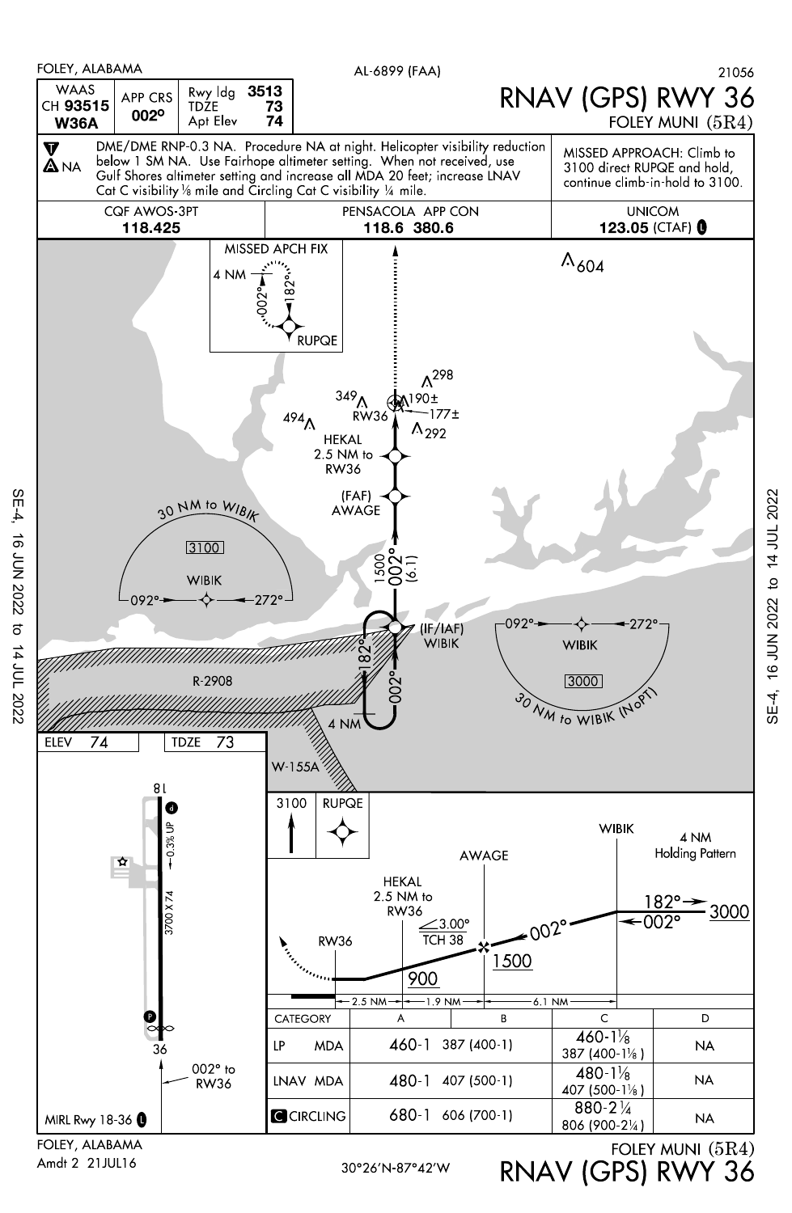FOLEY, ALABAMA

AL-6899 (FAA)

21056

# RNAV (GPS) RWY 36

FOLEY MUNI (5R4)

| WAAS CH 93515 W36A | APP CRS 002° | Rwy ldg 3513 / TDZE 73 / Apt Elev 74 |
|---|---|---|

DME/DME RNP-0.3 NA. Procedure NA at night. Helicopter visibility reduction below 1 SM NA. Use Fairhope altimeter setting. When not received, use Gulf Shores altimeter setting and increase all MDA 20 feet; increase LNAV Cat C visibility 1/8 mile and Circling Cat C visibility 1/4 mile.

MISSED APPROACH: Climb to 3100 direct RUPQE and hold, continue climb-in-hold to 3100.

| CQF AWOS-3PT | PENSACOLA APP CON | UNICOM |
|---|---|---|
| 118.425 | 118.6 380.6 | 123.05 (CTAF) |

MISSED APCH FIX

4 NM

002°

182°

RUPQE

604

298

349

190±

RW36

177±

494

292

HEKAL 2.5 NM to RW36

(FAF) AWAGE

30 NM to WIBIK

3100

WIBIK

092°

272°

1500

002°

(6.1)

(IF/IAF) WIBIK

182°

002°

4 NM

R-2908

W-155A

092°

272°

WIBIK

3000

30 NM to WIBIK (NoPT)

ELEV 74

TDZE 73

18

0.3% UP

3700 X 74

36

002° to RW36

MIRL Rwy 18-36

3100 RUPQE

WIBIK

4 NM Holding Pattern

AWAGE

HEKAL 2.5 NM to RW36

3.00° TCH 38

RW36

182°

002°

3000

002°

1500

900

2.5 NM — 1.9 NM — 6.1 NM

| CATEGORY | A | B | C | D |
|---|---|---|---|---|
| LP MDA | 460-1 387 (400-1) | | 460-1 1/8 387 (400-1 1/8) | NA |
| LNAV MDA | 480-1 407 (500-1) | | 480-1 1/8 407 (500-1 1/8) | NA |
| CIRCLING | 680-1 606 (700-1) | | 880-2 1/4 806 (900-2 1/4) | NA |

FOLEY, ALABAMA

Amdt 2 21JUL16

30°26'N-87°42'W

FOLEY MUNI (5R4)

# RNAV (GPS) RWY 36